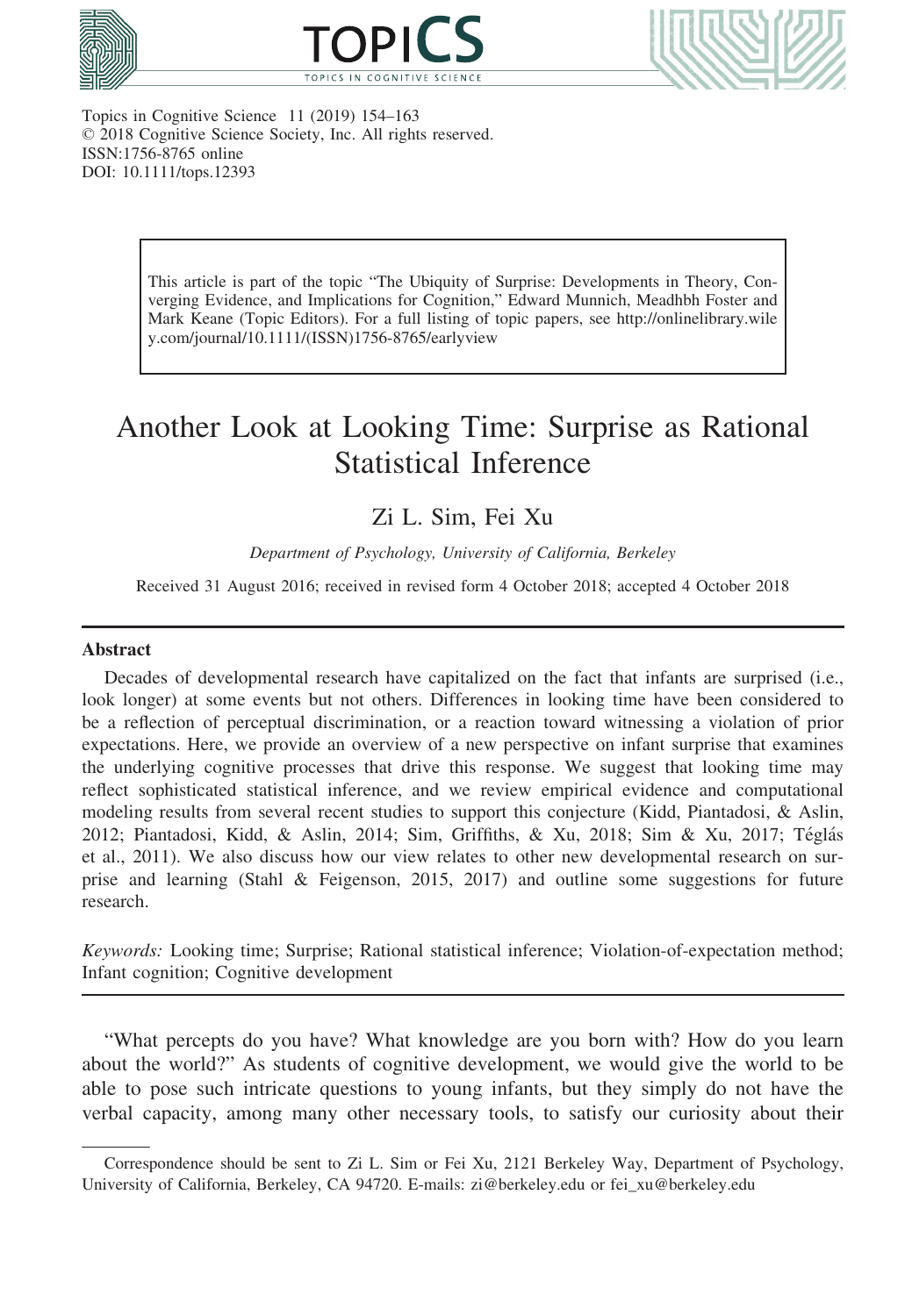This article is part of the topic "The Ubiquity of Surprise: Developments in Theory, Converging Evidence, and Implications for Cognition," Edward Munnich, Meadhbh Foster and Mark Keane (Topic Editors). For a full listing of topic papers, see http://onlinelibrary.wiley.com/journal/10.1111/(ISSN)1756-8765/earlyview

# Another Look at Looking Time: Surprise as Rational Statistical Inference

Zi L. Sim, Fei Xu

*Department of Psychology, University of California, Berkeley*

Received 31 August 2016; received in revised form 4 October 2018; accepted 4 October 2018

## Abstract

Decades of developmental research have capitalized on the fact that infants are surprised (i.e., look longer) at some events but not others. Differences in looking time have been considered to be a reflection of perceptual discrimination, or a reaction toward witnessing a violation of prior expectations. Here, we provide an overview of a new perspective on infant surprise that examines the underlying cognitive processes that drive this response. We suggest that looking time may reflect sophisticated statistical inference, and we review empirical evidence and computational modeling results from several recent studies to support this conjecture (Kidd, Piantadosi, & Aslin, 2012; Piantadosi, Kidd, & Aslin, 2014; Sim, Griffiths, & Xu, 2018; Sim & Xu, 2017; Téglás et al., 2011). We also discuss how our view relates to other new developmental research on surprise and learning (Stahl & Feigenson, 2015, 2017) and outline some suggestions for future research.

*Keywords:* Looking time; Surprise; Rational statistical inference; Violation-of-expectation method; Infant cognition; Cognitive development

"What percepts do you have? What knowledge are you born with? How do you learn about the world?" As students of cognitive development, we would give the world to be able to pose such intricate questions to young infants, but they simply do not have the verbal capacity, among many other necessary tools, to satisfy our curiosity about their

Correspondence should be sent to Zi L. Sim or Fei Xu, 2121 Berkeley Way, Department of Psychology, University of California, Berkeley, CA 94720. E-mails: zi@berkeley.edu or fei_xu@berkeley.edu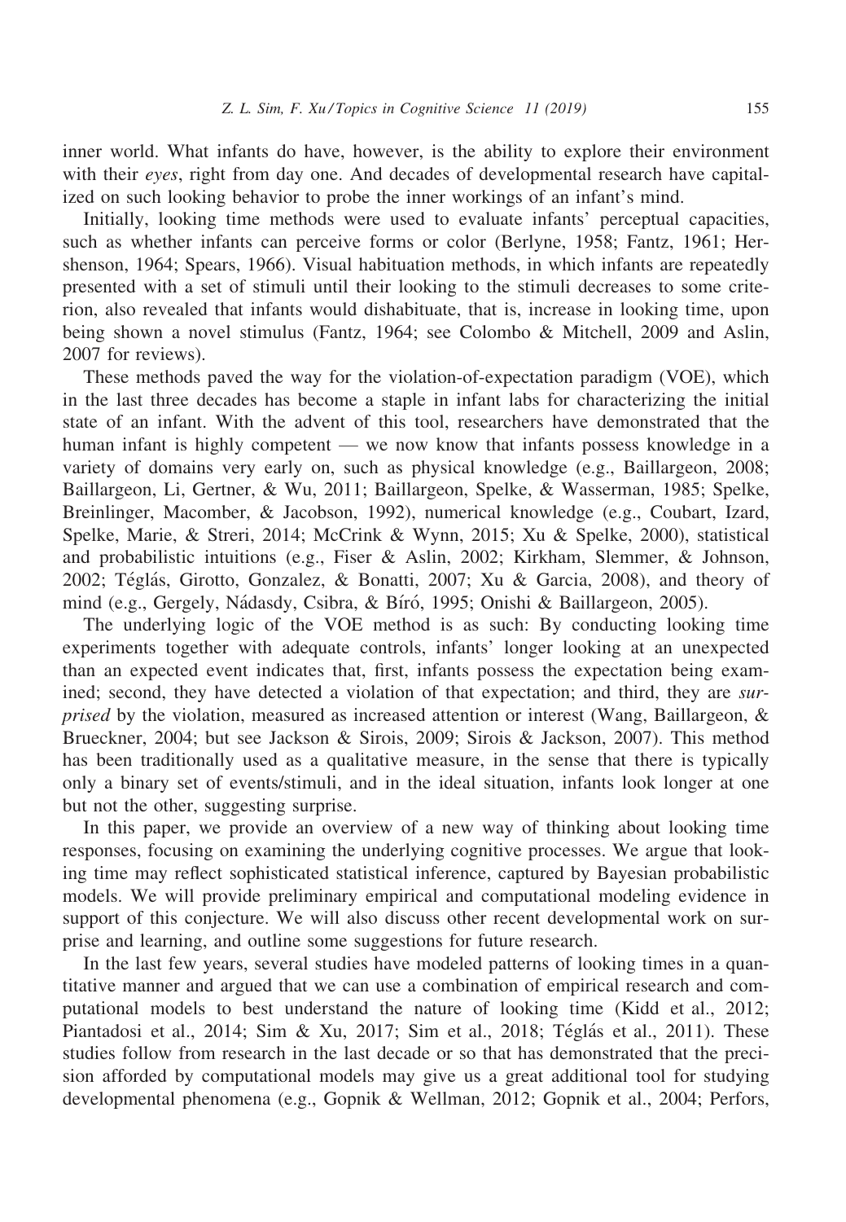inner world. What infants do have, however, is the ability to explore their environment with their *eyes*, right from day one. And decades of developmental research have capitalized on such looking behavior to probe the inner workings of an infant's mind.

Initially, looking time methods were used to evaluate infants' perceptual capacities, such as whether infants can perceive forms or color (Berlyne, 1958; Fantz, 1961; Hershenson, 1964; Spears, 1966). Visual habituation methods, in which infants are repeatedly presented with a set of stimuli until their looking to the stimuli decreases to some criterion, also revealed that infants would dishabituate, that is, increase in looking time, upon being shown a novel stimulus (Fantz, 1964; see Colombo & Mitchell, 2009 and Aslin, 2007 for reviews).

These methods paved the way for the violation-of-expectation paradigm (VOE), which in the last three decades has become a staple in infant labs for characterizing the initial state of an infant. With the advent of this tool, researchers have demonstrated that the human infant is highly competent — we now know that infants possess knowledge in a variety of domains very early on, such as physical knowledge (e.g., Baillargeon, 2008; Baillargeon, Li, Gertner, & Wu, 2011; Baillargeon, Spelke, & Wasserman, 1985; Spelke, Breinlinger, Macomber, & Jacobson, 1992), numerical knowledge (e.g., Coubart, Izard, Spelke, Marie, & Streri, 2014; McCrink & Wynn, 2015; Xu & Spelke, 2000), statistical and probabilistic intuitions (e.g., Fiser & Aslin, 2002; Kirkham, Slemmer, & Johnson, 2002; Téglás, Girotto, Gonzalez, & Bonatti, 2007; Xu & Garcia, 2008), and theory of mind (e.g., Gergely, Nádasdy, Csibra, & Bíró, 1995; Onishi & Baillargeon, 2005).

The underlying logic of the VOE method is as such: By conducting looking time experiments together with adequate controls, infants' longer looking at an unexpected than an expected event indicates that, first, infants possess the expectation being examined; second, they have detected a violation of that expectation; and third, they are *surprised* by the violation, measured as increased attention or interest (Wang, Baillargeon, & Brueckner, 2004; but see Jackson & Sirois, 2009; Sirois & Jackson, 2007). This method has been traditionally used as a qualitative measure, in the sense that there is typically only a binary set of events/stimuli, and in the ideal situation, infants look longer at one but not the other, suggesting surprise.

In this paper, we provide an overview of a new way of thinking about looking time responses, focusing on examining the underlying cognitive processes. We argue that looking time may reflect sophisticated statistical inference, captured by Bayesian probabilistic models. We will provide preliminary empirical and computational modeling evidence in support of this conjecture. We will also discuss other recent developmental work on surprise and learning, and outline some suggestions for future research.

In the last few years, several studies have modeled patterns of looking times in a quantitative manner and argued that we can use a combination of empirical research and computational models to best understand the nature of looking time (Kidd et al., 2012; Piantadosi et al., 2014; Sim & Xu, 2017; Sim et al., 2018; Téglás et al., 2011). These studies follow from research in the last decade or so that has demonstrated that the precision afforded by computational models may give us a great additional tool for studying developmental phenomena (e.g., Gopnik & Wellman, 2012; Gopnik et al., 2004; Perfors,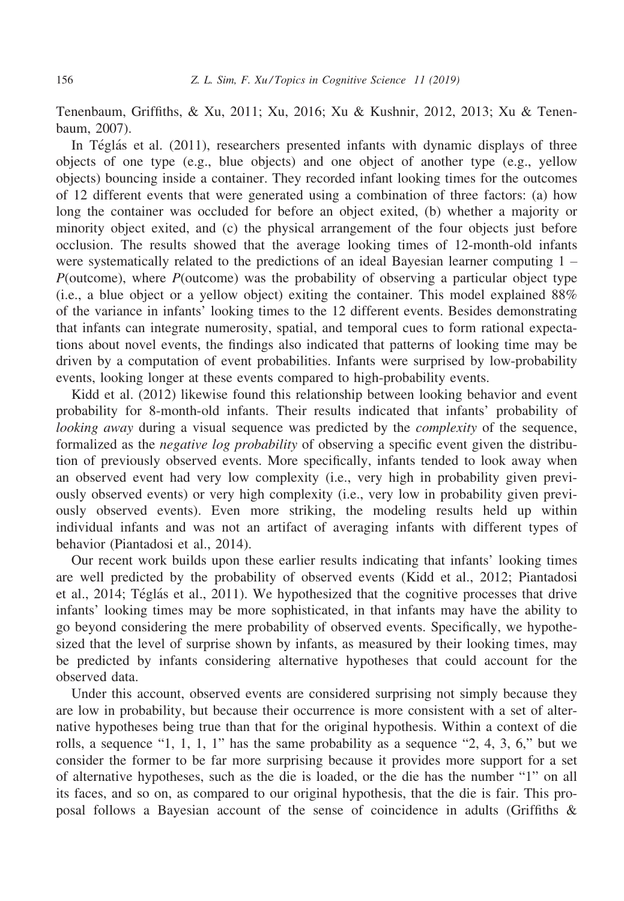Tenenbaum, Griffiths, & Xu, 2011; Xu, 2016; Xu & Kushnir, 2012, 2013; Xu & Tenenbaum, 2007).

In Téglás et al. (2011), researchers presented infants with dynamic displays of three objects of one type (e.g., blue objects) and one object of another type (e.g., yellow objects) bouncing inside a container. They recorded infant looking times for the outcomes of 12 different events that were generated using a combination of three factors: (a) how long the container was occluded for before an object exited, (b) whether a majority or minority object exited, and (c) the physical arrangement of the four objects just before occlusion. The results showed that the average looking times of 12-month-old infants were systematically related to the predictions of an ideal Bayesian learner computing $1 - P(\text{outcome})$, where $P(\text{outcome})$ was the probability of observing a particular object type (i.e., a blue object or a yellow object) exiting the container. This model explained 88% of the variance in infants' looking times to the 12 different events. Besides demonstrating that infants can integrate numerosity, spatial, and temporal cues to form rational expectations about novel events, the findings also indicated that patterns of looking time may be driven by a computation of event probabilities. Infants were surprised by low-probability events, looking longer at these events compared to high-probability events.

Kidd et al. (2012) likewise found this relationship between looking behavior and event probability for 8-month-old infants. Their results indicated that infants' probability of *looking away* during a visual sequence was predicted by the *complexity* of the sequence, formalized as the *negative log probability* of observing a specific event given the distribution of previously observed events. More specifically, infants tended to look away when an observed event had very low complexity (i.e., very high in probability given previously observed events) or very high complexity (i.e., very low in probability given previously observed events). Even more striking, the modeling results held up within individual infants and was not an artifact of averaging infants with different types of behavior (Piantadosi et al., 2014).

Our recent work builds upon these earlier results indicating that infants' looking times are well predicted by the probability of observed events (Kidd et al., 2012; Piantadosi et al., 2014; Téglás et al., 2011). We hypothesized that the cognitive processes that drive infants' looking times may be more sophisticated, in that infants may have the ability to go beyond considering the mere probability of observed events. Specifically, we hypothesized that the level of surprise shown by infants, as measured by their looking times, may be predicted by infants considering alternative hypotheses that could account for the observed data.

Under this account, observed events are considered surprising not simply because they are low in probability, but because their occurrence is more consistent with a set of alternative hypotheses being true than that for the original hypothesis. Within a context of die rolls, a sequence "1, 1, 1, 1" has the same probability as a sequence "2, 4, 3, 6," but we consider the former to be far more surprising because it provides more support for a set of alternative hypotheses, such as the die is loaded, or the die has the number "1" on all its faces, and so on, as compared to our original hypothesis, that the die is fair. This proposal follows a Bayesian account of the sense of coincidence in adults (Griffiths &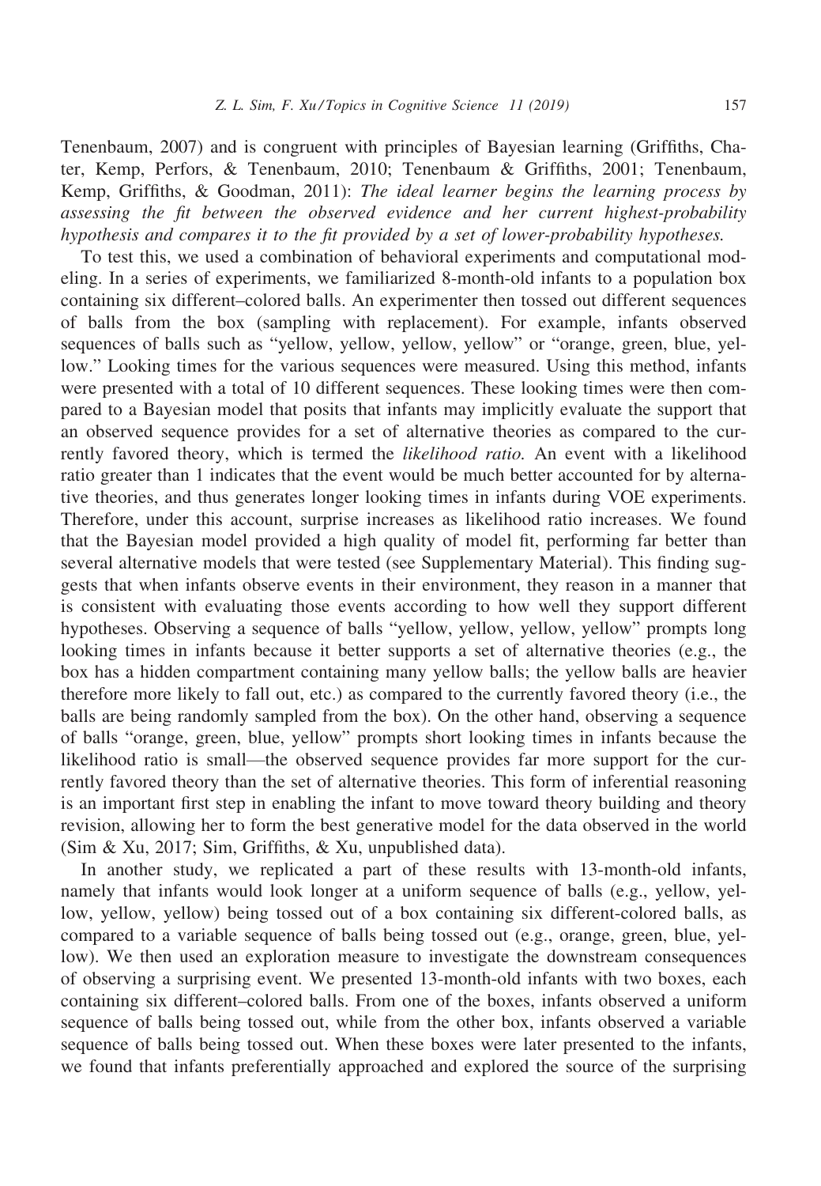Tenenbaum, 2007) and is congruent with principles of Bayesian learning (Griffiths, Chater, Kemp, Perfors, & Tenenbaum, 2010; Tenenbaum & Griffiths, 2001; Tenenbaum, Kemp, Griffiths, & Goodman, 2011): *The ideal learner begins the learning process by assessing the fit between the observed evidence and her current highest-probability hypothesis and compares it to the fit provided by a set of lower-probability hypotheses.*

To test this, we used a combination of behavioral experiments and computational modeling. In a series of experiments, we familiarized 8-month-old infants to a population box containing six different–colored balls. An experimenter then tossed out different sequences of balls from the box (sampling with replacement). For example, infants observed sequences of balls such as "yellow, yellow, yellow, yellow" or "orange, green, blue, yellow." Looking times for the various sequences were measured. Using this method, infants were presented with a total of 10 different sequences. These looking times were then compared to a Bayesian model that posits that infants may implicitly evaluate the support that an observed sequence provides for a set of alternative theories as compared to the currently favored theory, which is termed the *likelihood ratio.* An event with a likelihood ratio greater than 1 indicates that the event would be much better accounted for by alternative theories, and thus generates longer looking times in infants during VOE experiments. Therefore, under this account, surprise increases as likelihood ratio increases. We found that the Bayesian model provided a high quality of model fit, performing far better than several alternative models that were tested (see Supplementary Material). This finding suggests that when infants observe events in their environment, they reason in a manner that is consistent with evaluating those events according to how well they support different hypotheses. Observing a sequence of balls "yellow, yellow, yellow, yellow" prompts long looking times in infants because it better supports a set of alternative theories (e.g., the box has a hidden compartment containing many yellow balls; the yellow balls are heavier therefore more likely to fall out, etc.) as compared to the currently favored theory (i.e., the balls are being randomly sampled from the box). On the other hand, observing a sequence of balls "orange, green, blue, yellow" prompts short looking times in infants because the likelihood ratio is small—the observed sequence provides far more support for the currently favored theory than the set of alternative theories. This form of inferential reasoning is an important first step in enabling the infant to move toward theory building and theory revision, allowing her to form the best generative model for the data observed in the world (Sim & Xu, 2017; Sim, Griffiths, & Xu, unpublished data).

In another study, we replicated a part of these results with 13-month-old infants, namely that infants would look longer at a uniform sequence of balls (e.g., yellow, yellow, yellow, yellow) being tossed out of a box containing six different-colored balls, as compared to a variable sequence of balls being tossed out (e.g., orange, green, blue, yellow). We then used an exploration measure to investigate the downstream consequences of observing a surprising event. We presented 13-month-old infants with two boxes, each containing six different–colored balls. From one of the boxes, infants observed a uniform sequence of balls being tossed out, while from the other box, infants observed a variable sequence of balls being tossed out. When these boxes were later presented to the infants, we found that infants preferentially approached and explored the source of the surprising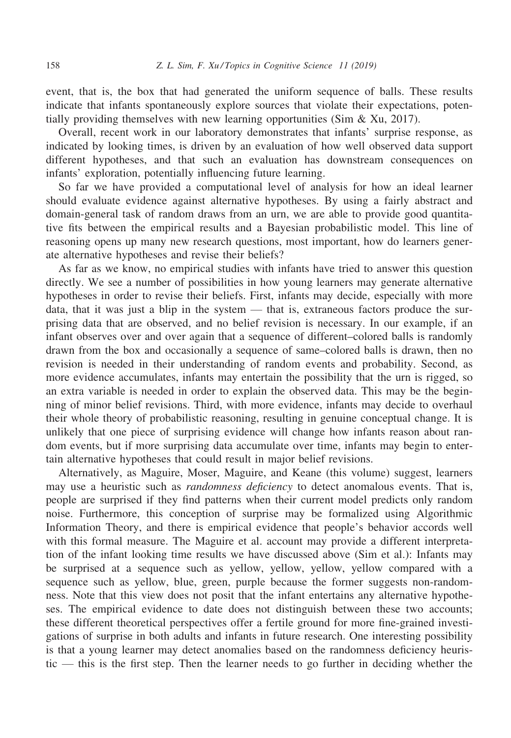event, that is, the box that had generated the uniform sequence of balls. These results indicate that infants spontaneously explore sources that violate their expectations, potentially providing themselves with new learning opportunities (Sim & Xu, 2017).

Overall, recent work in our laboratory demonstrates that infants' surprise response, as indicated by looking times, is driven by an evaluation of how well observed data support different hypotheses, and that such an evaluation has downstream consequences on infants' exploration, potentially influencing future learning.

So far we have provided a computational level of analysis for how an ideal learner should evaluate evidence against alternative hypotheses. By using a fairly abstract and domain-general task of random draws from an urn, we are able to provide good quantitative fits between the empirical results and a Bayesian probabilistic model. This line of reasoning opens up many new research questions, most important, how do learners generate alternative hypotheses and revise their beliefs?

As far as we know, no empirical studies with infants have tried to answer this question directly. We see a number of possibilities in how young learners may generate alternative hypotheses in order to revise their beliefs. First, infants may decide, especially with more data, that it was just a blip in the system — that is, extraneous factors produce the surprising data that are observed, and no belief revision is necessary. In our example, if an infant observes over and over again that a sequence of different–colored balls is randomly drawn from the box and occasionally a sequence of same–colored balls is drawn, then no revision is needed in their understanding of random events and probability. Second, as more evidence accumulates, infants may entertain the possibility that the urn is rigged, so an extra variable is needed in order to explain the observed data. This may be the beginning of minor belief revisions. Third, with more evidence, infants may decide to overhaul their whole theory of probabilistic reasoning, resulting in genuine conceptual change. It is unlikely that one piece of surprising evidence will change how infants reason about random events, but if more surprising data accumulate over time, infants may begin to entertain alternative hypotheses that could result in major belief revisions.

Alternatively, as Maguire, Moser, Maguire, and Keane (this volume) suggest, learners may use a heuristic such as *randomness deficiency* to detect anomalous events. That is, people are surprised if they find patterns when their current model predicts only random noise. Furthermore, this conception of surprise may be formalized using Algorithmic Information Theory, and there is empirical evidence that people's behavior accords well with this formal measure. The Maguire et al. account may provide a different interpretation of the infant looking time results we have discussed above (Sim et al.): Infants may be surprised at a sequence such as yellow, yellow, yellow, yellow compared with a sequence such as yellow, blue, green, purple because the former suggests non-randomness. Note that this view does not posit that the infant entertains any alternative hypotheses. The empirical evidence to date does not distinguish between these two accounts; these different theoretical perspectives offer a fertile ground for more fine-grained investigations of surprise in both adults and infants in future research. One interesting possibility is that a young learner may detect anomalies based on the randomness deficiency heuristic — this is the first step. Then the learner needs to go further in deciding whether the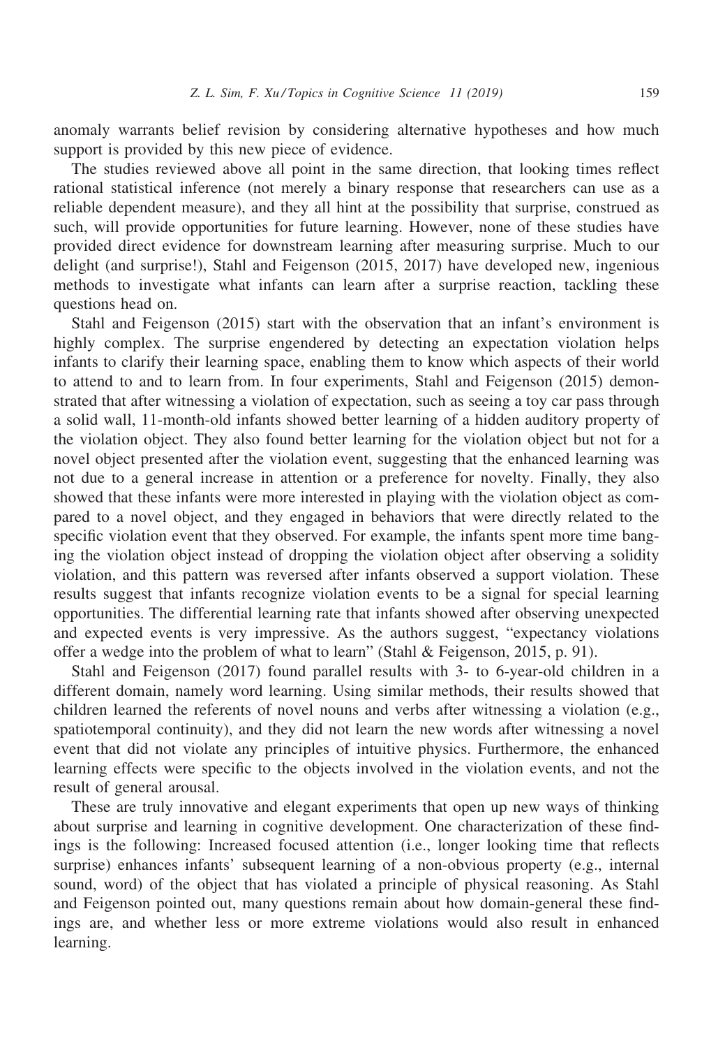anomaly warrants belief revision by considering alternative hypotheses and how much support is provided by this new piece of evidence.

The studies reviewed above all point in the same direction, that looking times reflect rational statistical inference (not merely a binary response that researchers can use as a reliable dependent measure), and they all hint at the possibility that surprise, construed as such, will provide opportunities for future learning. However, none of these studies have provided direct evidence for downstream learning after measuring surprise. Much to our delight (and surprise!), Stahl and Feigenson (2015, 2017) have developed new, ingenious methods to investigate what infants can learn after a surprise reaction, tackling these questions head on.

Stahl and Feigenson (2015) start with the observation that an infant's environment is highly complex. The surprise engendered by detecting an expectation violation helps infants to clarify their learning space, enabling them to know which aspects of their world to attend to and to learn from. In four experiments, Stahl and Feigenson (2015) demonstrated that after witnessing a violation of expectation, such as seeing a toy car pass through a solid wall, 11-month-old infants showed better learning of a hidden auditory property of the violation object. They also found better learning for the violation object but not for a novel object presented after the violation event, suggesting that the enhanced learning was not due to a general increase in attention or a preference for novelty. Finally, they also showed that these infants were more interested in playing with the violation object as compared to a novel object, and they engaged in behaviors that were directly related to the specific violation event that they observed. For example, the infants spent more time banging the violation object instead of dropping the violation object after observing a solidity violation, and this pattern was reversed after infants observed a support violation. These results suggest that infants recognize violation events to be a signal for special learning opportunities. The differential learning rate that infants showed after observing unexpected and expected events is very impressive. As the authors suggest, "expectancy violations offer a wedge into the problem of what to learn" (Stahl & Feigenson, 2015, p. 91).

Stahl and Feigenson (2017) found parallel results with 3- to 6-year-old children in a different domain, namely word learning. Using similar methods, their results showed that children learned the referents of novel nouns and verbs after witnessing a violation (e.g., spatiotemporal continuity), and they did not learn the new words after witnessing a novel event that did not violate any principles of intuitive physics. Furthermore, the enhanced learning effects were specific to the objects involved in the violation events, and not the result of general arousal.

These are truly innovative and elegant experiments that open up new ways of thinking about surprise and learning in cognitive development. One characterization of these findings is the following: Increased focused attention (i.e., longer looking time that reflects surprise) enhances infants' subsequent learning of a non-obvious property (e.g., internal sound, word) of the object that has violated a principle of physical reasoning. As Stahl and Feigenson pointed out, many questions remain about how domain-general these findings are, and whether less or more extreme violations would also result in enhanced learning.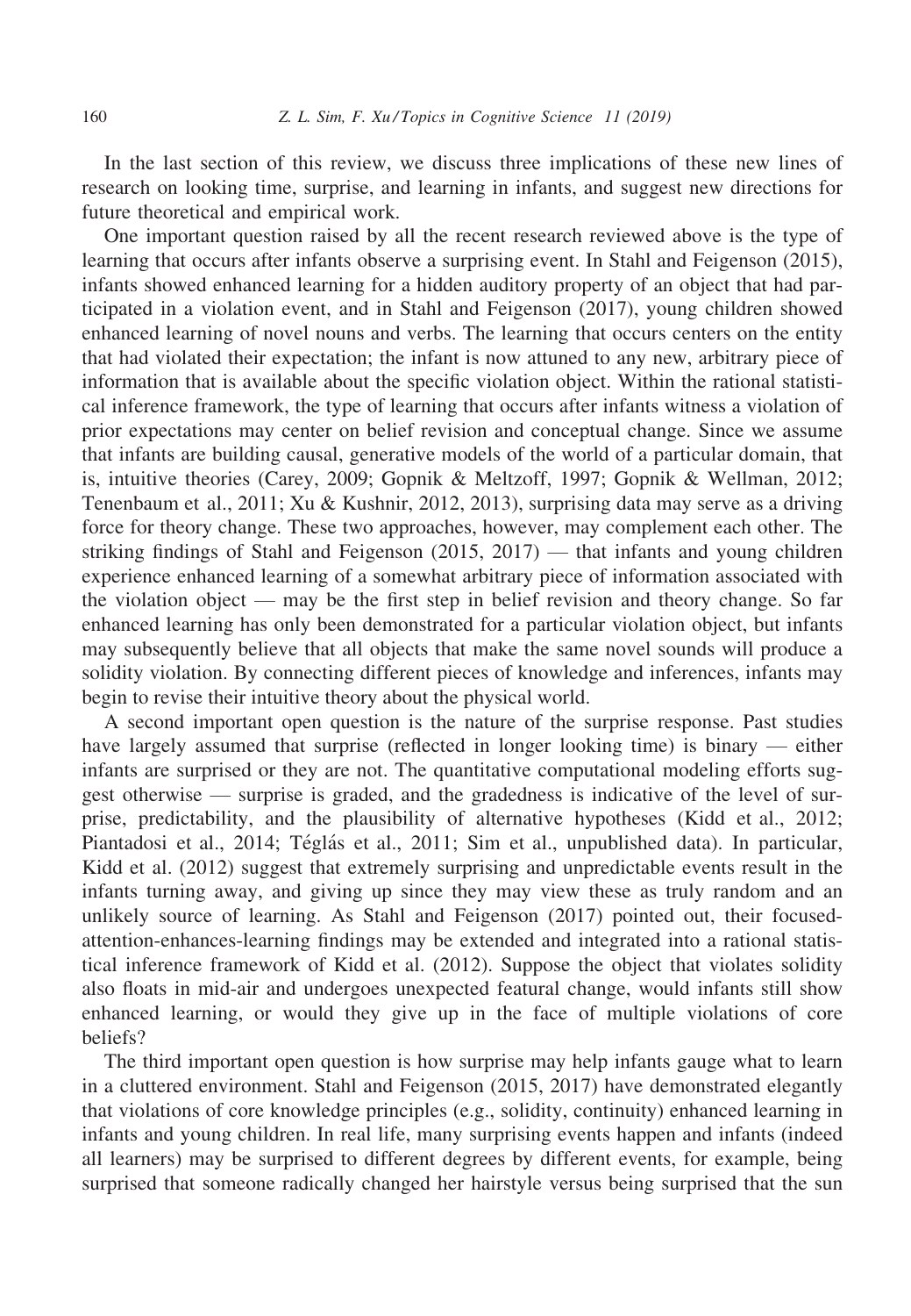In the last section of this review, we discuss three implications of these new lines of research on looking time, surprise, and learning in infants, and suggest new directions for future theoretical and empirical work.

One important question raised by all the recent research reviewed above is the type of learning that occurs after infants observe a surprising event. In Stahl and Feigenson (2015), infants showed enhanced learning for a hidden auditory property of an object that had participated in a violation event, and in Stahl and Feigenson (2017), young children showed enhanced learning of novel nouns and verbs. The learning that occurs centers on the entity that had violated their expectation; the infant is now attuned to any new, arbitrary piece of information that is available about the specific violation object. Within the rational statistical inference framework, the type of learning that occurs after infants witness a violation of prior expectations may center on belief revision and conceptual change. Since we assume that infants are building causal, generative models of the world of a particular domain, that is, intuitive theories (Carey, 2009; Gopnik & Meltzoff, 1997; Gopnik & Wellman, 2012; Tenenbaum et al., 2011; Xu & Kushnir, 2012, 2013), surprising data may serve as a driving force for theory change. These two approaches, however, may complement each other. The striking findings of Stahl and Feigenson (2015, 2017) — that infants and young children experience enhanced learning of a somewhat arbitrary piece of information associated with the violation object — may be the first step in belief revision and theory change. So far enhanced learning has only been demonstrated for a particular violation object, but infants may subsequently believe that all objects that make the same novel sounds will produce a solidity violation. By connecting different pieces of knowledge and inferences, infants may begin to revise their intuitive theory about the physical world.

A second important open question is the nature of the surprise response. Past studies have largely assumed that surprise (reflected in longer looking time) is binary — either infants are surprised or they are not. The quantitative computational modeling efforts suggest otherwise — surprise is graded, and the gradedness is indicative of the level of surprise, predictability, and the plausibility of alternative hypotheses (Kidd et al., 2012; Piantadosi et al., 2014; Téglás et al., 2011; Sim et al., unpublished data). In particular, Kidd et al. (2012) suggest that extremely surprising and unpredictable events result in the infants turning away, and giving up since they may view these as truly random and an unlikely source of learning. As Stahl and Feigenson (2017) pointed out, their focused-attention-enhances-learning findings may be extended and integrated into a rational statistical inference framework of Kidd et al. (2012). Suppose the object that violates solidity also floats in mid-air and undergoes unexpected featural change, would infants still show enhanced learning, or would they give up in the face of multiple violations of core beliefs?

The third important open question is how surprise may help infants gauge what to learn in a cluttered environment. Stahl and Feigenson (2015, 2017) have demonstrated elegantly that violations of core knowledge principles (e.g., solidity, continuity) enhanced learning in infants and young children. In real life, many surprising events happen and infants (indeed all learners) may be surprised to different degrees by different events, for example, being surprised that someone radically changed her hairstyle versus being surprised that the sun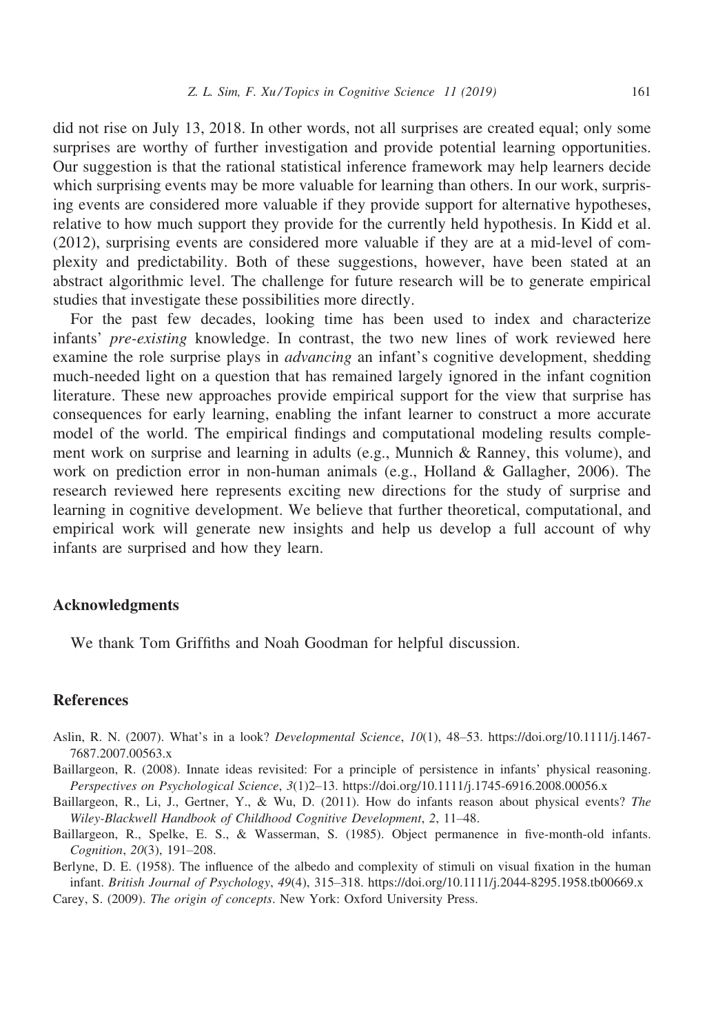did not rise on July 13, 2018. In other words, not all surprises are created equal; only some surprises are worthy of further investigation and provide potential learning opportunities. Our suggestion is that the rational statistical inference framework may help learners decide which surprising events may be more valuable for learning than others. In our work, surprising events are considered more valuable if they provide support for alternative hypotheses, relative to how much support they provide for the currently held hypothesis. In Kidd et al. (2012), surprising events are considered more valuable if they are at a mid-level of complexity and predictability. Both of these suggestions, however, have been stated at an abstract algorithmic level. The challenge for future research will be to generate empirical studies that investigate these possibilities more directly.

For the past few decades, looking time has been used to index and characterize infants' *pre-existing* knowledge. In contrast, the two new lines of work reviewed here examine the role surprise plays in *advancing* an infant's cognitive development, shedding much-needed light on a question that has remained largely ignored in the infant cognition literature. These new approaches provide empirical support for the view that surprise has consequences for early learning, enabling the infant learner to construct a more accurate model of the world. The empirical findings and computational modeling results complement work on surprise and learning in adults (e.g., Munnich & Ranney, this volume), and work on prediction error in non-human animals (e.g., Holland & Gallagher, 2006). The research reviewed here represents exciting new directions for the study of surprise and learning in cognitive development. We believe that further theoretical, computational, and empirical work will generate new insights and help us develop a full account of why infants are surprised and how they learn.

## Acknowledgments

We thank Tom Griffiths and Noah Goodman for helpful discussion.

## References

Aslin, R. N. (2007). What's in a look? *Developmental Science*, *10*(1), 48–53. https://doi.org/10.1111/j.1467-7687.2007.00563.x

Baillargeon, R. (2008). Innate ideas revisited: For a principle of persistence in infants' physical reasoning. *Perspectives on Psychological Science*, *3*(1)2–13. https://doi.org/10.1111/j.1745-6916.2008.00056.x

Baillargeon, R., Li, J., Gertner, Y., & Wu, D. (2011). How do infants reason about physical events? *The Wiley-Blackwell Handbook of Childhood Cognitive Development*, *2*, 11–48.

Baillargeon, R., Spelke, E. S., & Wasserman, S. (1985). Object permanence in five-month-old infants. *Cognition*, *20*(3), 191–208.

Berlyne, D. E. (1958). The influence of the albedo and complexity of stimuli on visual fixation in the human infant. *British Journal of Psychology*, *49*(4), 315–318. https://doi.org/10.1111/j.2044-8295.1958.tb00669.x

Carey, S. (2009). *The origin of concepts*. New York: Oxford University Press.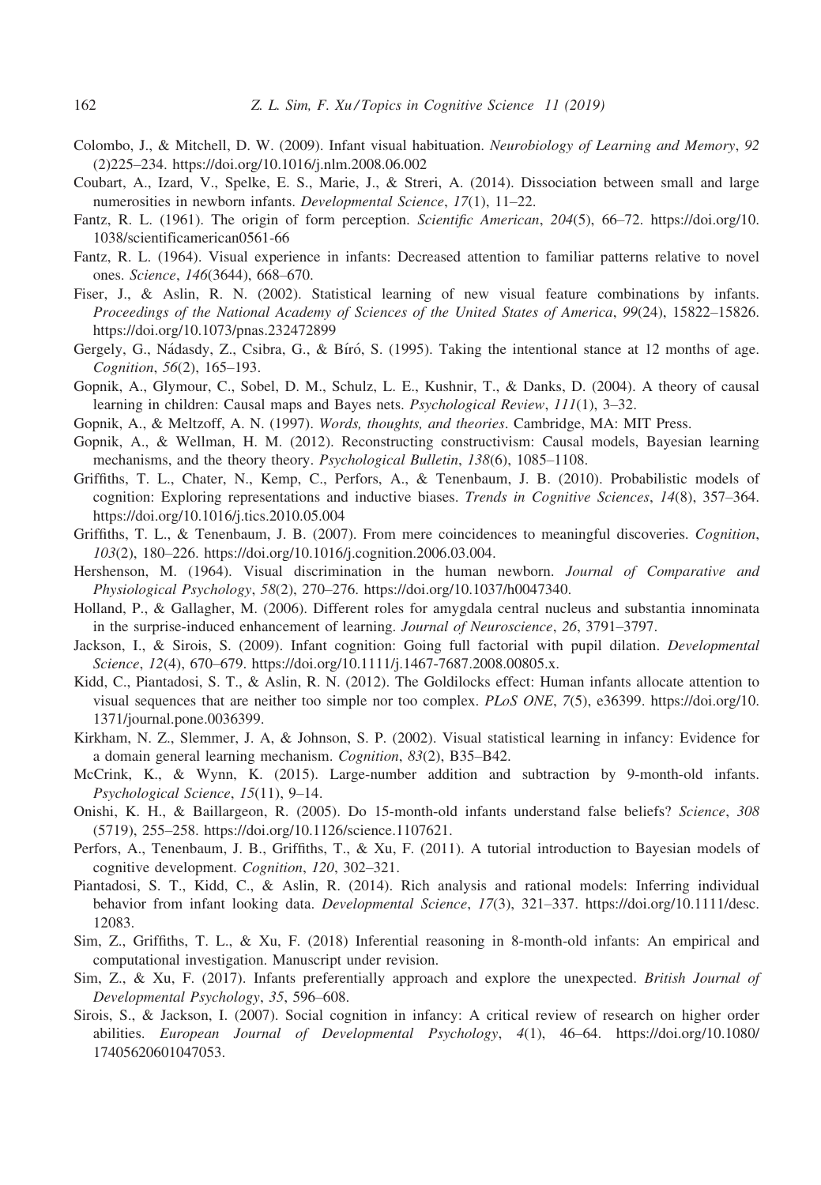Colombo, J., & Mitchell, D. W. (2009). Infant visual habituation. *Neurobiology of Learning and Memory*, *92* (2)225–234. https://doi.org/10.1016/j.nlm.2008.06.002

Coubart, A., Izard, V., Spelke, E. S., Marie, J., & Streri, A. (2014). Dissociation between small and large numerosities in newborn infants. *Developmental Science*, *17*(1), 11–22.

Fantz, R. L. (1961). The origin of form perception. *Scientific American*, *204*(5), 66–72. https://doi.org/10.1038/scientificamerican0561-66

Fantz, R. L. (1964). Visual experience in infants: Decreased attention to familiar patterns relative to novel ones. *Science*, *146*(3644), 668–670.

Fiser, J., & Aslin, R. N. (2002). Statistical learning of new visual feature combinations by infants. *Proceedings of the National Academy of Sciences of the United States of America*, *99*(24), 15822–15826. https://doi.org/10.1073/pnas.232472899

Gergely, G., Nádasdy, Z., Csibra, G., & Bíró, S. (1995). Taking the intentional stance at 12 months of age. *Cognition*, *56*(2), 165–193.

Gopnik, A., Glymour, C., Sobel, D. M., Schulz, L. E., Kushnir, T., & Danks, D. (2004). A theory of causal learning in children: Causal maps and Bayes nets. *Psychological Review*, *111*(1), 3–32.

Gopnik, A., & Meltzoff, A. N. (1997). *Words, thoughts, and theories*. Cambridge, MA: MIT Press.

Gopnik, A., & Wellman, H. M. (2012). Reconstructing constructivism: Causal models, Bayesian learning mechanisms, and the theory theory. *Psychological Bulletin*, *138*(6), 1085–1108.

Griffiths, T. L., Chater, N., Kemp, C., Perfors, A., & Tenenbaum, J. B. (2010). Probabilistic models of cognition: Exploring representations and inductive biases. *Trends in Cognitive Sciences*, *14*(8), 357–364. https://doi.org/10.1016/j.tics.2010.05.004

Griffiths, T. L., & Tenenbaum, J. B. (2007). From mere coincidences to meaningful discoveries. *Cognition*, *103*(2), 180–226. https://doi.org/10.1016/j.cognition.2006.03.004.

Hershenson, M. (1964). Visual discrimination in the human newborn. *Journal of Comparative and Physiological Psychology*, *58*(2), 270–276. https://doi.org/10.1037/h0047340.

Holland, P., & Gallagher, M. (2006). Different roles for amygdala central nucleus and substantia innominata in the surprise-induced enhancement of learning. *Journal of Neuroscience*, *26*, 3791–3797.

Jackson, I., & Sirois, S. (2009). Infant cognition: Going full factorial with pupil dilation. *Developmental Science*, *12*(4), 670–679. https://doi.org/10.1111/j.1467-7687.2008.00805.x.

Kidd, C., Piantadosi, S. T., & Aslin, R. N. (2012). The Goldilocks effect: Human infants allocate attention to visual sequences that are neither too simple nor too complex. *PLoS ONE*, *7*(5), e36399. https://doi.org/10.1371/journal.pone.0036399.

Kirkham, N. Z., Slemmer, J. A, & Johnson, S. P. (2002). Visual statistical learning in infancy: Evidence for a domain general learning mechanism. *Cognition*, *83*(2), B35–B42.

McCrink, K., & Wynn, K. (2015). Large-number addition and subtraction by 9-month-old infants. *Psychological Science*, *15*(11), 9–14.

Onishi, K. H., & Baillargeon, R. (2005). Do 15-month-old infants understand false beliefs? *Science*, *308* (5719), 255–258. https://doi.org/10.1126/science.1107621.

Perfors, A., Tenenbaum, J. B., Griffiths, T., & Xu, F. (2011). A tutorial introduction to Bayesian models of cognitive development. *Cognition*, *120*, 302–321.

Piantadosi, S. T., Kidd, C., & Aslin, R. (2014). Rich analysis and rational models: Inferring individual behavior from infant looking data. *Developmental Science*, *17*(3), 321–337. https://doi.org/10.1111/desc.12083.

Sim, Z., Griffiths, T. L., & Xu, F. (2018) Inferential reasoning in 8-month-old infants: An empirical and computational investigation. Manuscript under revision.

Sim, Z., & Xu, F. (2017). Infants preferentially approach and explore the unexpected. *British Journal of Developmental Psychology*, *35*, 596–608.

Sirois, S., & Jackson, I. (2007). Social cognition in infancy: A critical review of research on higher order abilities. *European Journal of Developmental Psychology*, *4*(1), 46–64. https://doi.org/10.1080/17405620601047053.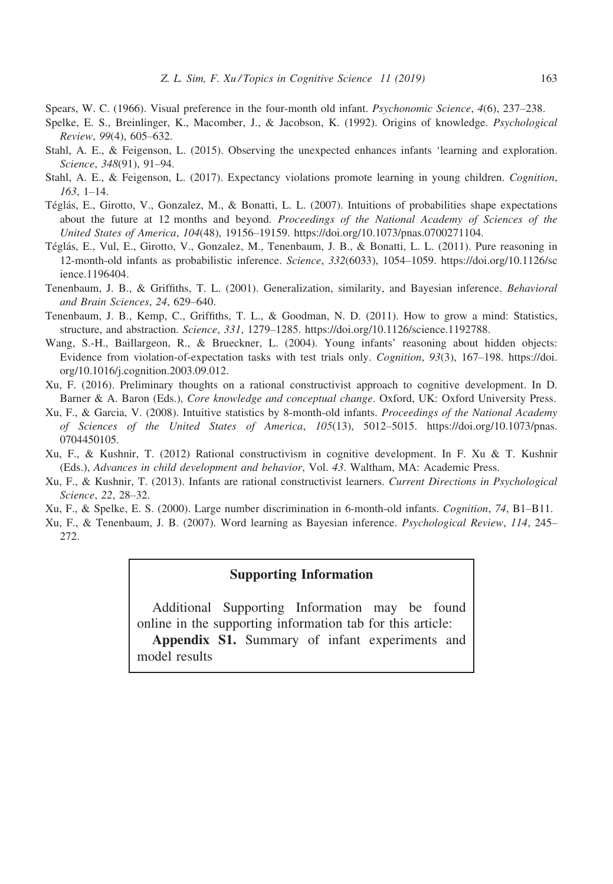Spears, W. C. (1966). Visual preference in the four-month old infant. *Psychonomic Science*, *4*(6), 237–238.

Spelke, E. S., Breinlinger, K., Macomber, J., & Jacobson, K. (1992). Origins of knowledge. *Psychological Review*, *99*(4), 605–632.

Stahl, A. E., & Feigenson, L. (2015). Observing the unexpected enhances infants 'learning and exploration. *Science*, *348*(91), 91–94.

Stahl, A. E., & Feigenson, L. (2017). Expectancy violations promote learning in young children. *Cognition*, *163*, 1–14.

Téglás, E., Girotto, V., Gonzalez, M., & Bonatti, L. L. (2007). Intuitions of probabilities shape expectations about the future at 12 months and beyond. *Proceedings of the National Academy of Sciences of the United States of America*, *104*(48), 19156–19159. https://doi.org/10.1073/pnas.0700271104.

Téglás, E., Vul, E., Girotto, V., Gonzalez, M., Tenenbaum, J. B., & Bonatti, L. L. (2011). Pure reasoning in 12-month-old infants as probabilistic inference. *Science*, *332*(6033), 1054–1059. https://doi.org/10.1126/science.1196404.

Tenenbaum, J. B., & Griffiths, T. L. (2001). Generalization, similarity, and Bayesian inference. *Behavioral and Brain Sciences*, *24*, 629–640.

Tenenbaum, J. B., Kemp, C., Griffiths, T. L., & Goodman, N. D. (2011). How to grow a mind: Statistics, structure, and abstraction. *Science*, *331*, 1279–1285. https://doi.org/10.1126/science.1192788.

Wang, S.-H., Baillargeon, R., & Brueckner, L. (2004). Young infants' reasoning about hidden objects: Evidence from violation-of-expectation tasks with test trials only. *Cognition*, *93*(3), 167–198. https://doi.org/10.1016/j.cognition.2003.09.012.

Xu, F. (2016). Preliminary thoughts on a rational constructivist approach to cognitive development. In D. Barner & A. Baron (Eds.), *Core knowledge and conceptual change*. Oxford, UK: Oxford University Press.

Xu, F., & Garcia, V. (2008). Intuitive statistics by 8-month-old infants. *Proceedings of the National Academy of Sciences of the United States of America*, *105*(13), 5012–5015. https://doi.org/10.1073/pnas.0704450105.

Xu, F., & Kushnir, T. (2012) Rational constructivism in cognitive development. In F. Xu & T. Kushnir (Eds.), *Advances in child development and behavior*, Vol. *43*. Waltham, MA: Academic Press.

Xu, F., & Kushnir, T. (2013). Infants are rational constructivist learners. *Current Directions in Psychological Science*, *22*, 28–32.

Xu, F., & Spelke, E. S. (2000). Large number discrimination in 6-month-old infants. *Cognition*, *74*, B1–B11.

Xu, F., & Tenenbaum, J. B. (2007). Word learning as Bayesian inference. *Psychological Review*, *114*, 245–272.

## Supporting Information

Additional Supporting Information may be found online in the supporting information tab for this article:

**Appendix S1.** Summary of infant experiments and model results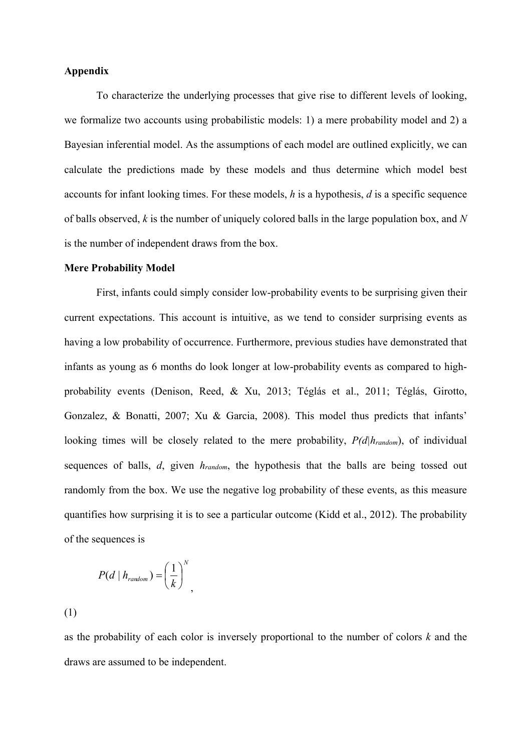**Appendix**

To characterize the underlying processes that give rise to different levels of looking, we formalize two accounts using probabilistic models: 1) a mere probability model and 2) a Bayesian inferential model. As the assumptions of each model are outlined explicitly, we can calculate the predictions made by these models and thus determine which model best accounts for infant looking times. For these models, $h$ is a hypothesis, $d$ is a specific sequence of balls observed, $k$ is the number of uniquely colored balls in the large population box, and $N$ is the number of independent draws from the box.

**Mere Probability Model**

First, infants could simply consider low-probability events to be surprising given their current expectations. This account is intuitive, as we tend to consider surprising events as having a low probability of occurrence. Furthermore, previous studies have demonstrated that infants as young as 6 months do look longer at low-probability events as compared to high-probability events (Denison, Reed, & Xu, 2013; Téglás et al., 2011; Téglás, Girotto, Gonzalez, & Bonatti, 2007; Xu & Garcia, 2008). This model thus predicts that infants' looking times will be closely related to the mere probability, $P(d|h_{random})$, of individual sequences of balls, $d$, given $h_{random}$, the hypothesis that the balls are being tossed out randomly from the box. We use the negative log probability of these events, as this measure quantifies how surprising it is to see a particular outcome (Kidd et al., 2012). The probability of the sequences is

$$P(d \mid h_{random}) = \left(\frac{1}{k}\right)^{N},$$

(1)

as the probability of each color is inversely proportional to the number of colors $k$ and the draws are assumed to be independent.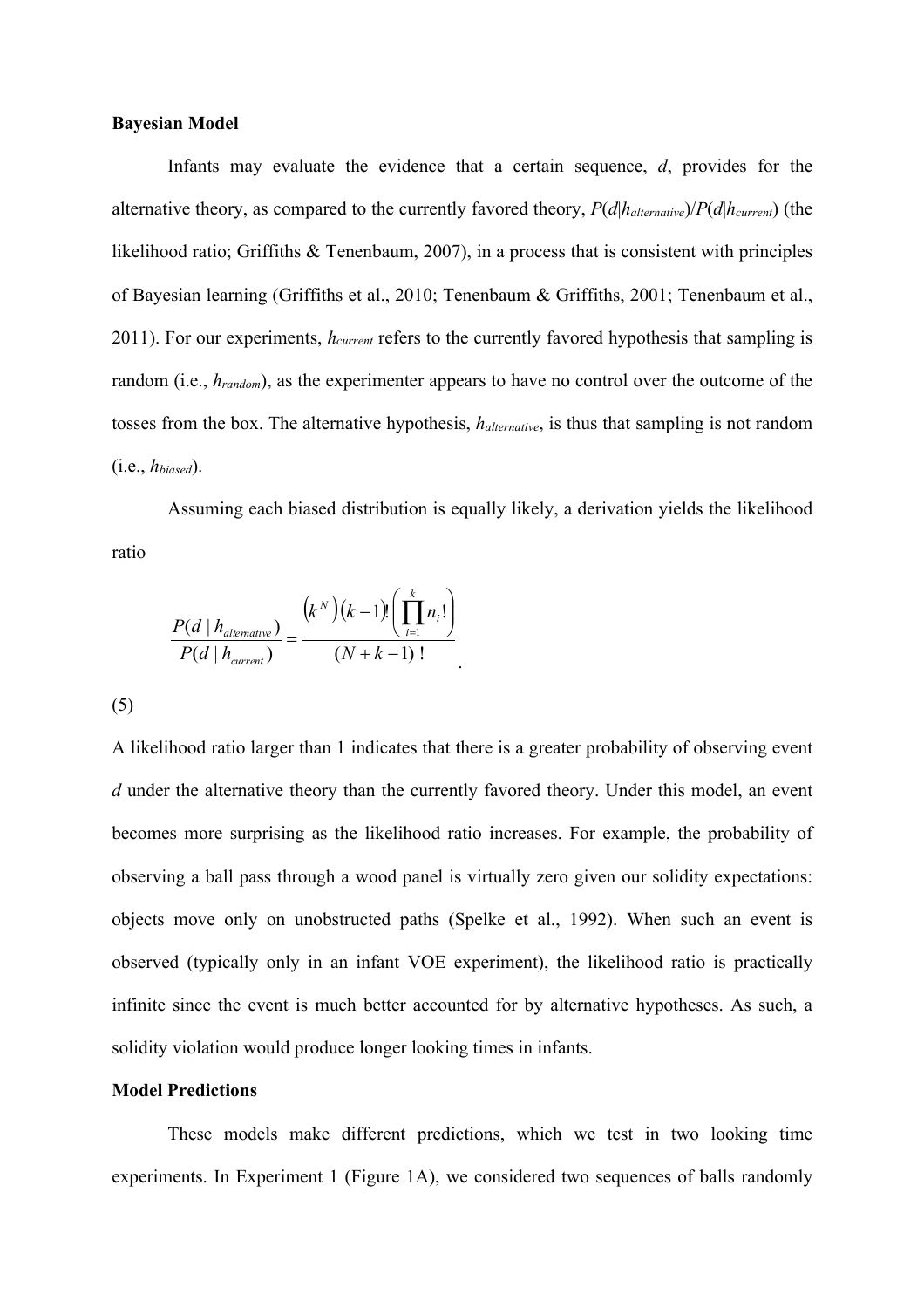**Bayesian Model**

Infants may evaluate the evidence that a certain sequence, $d$, provides for the alternative theory, as compared to the currently favored theory, $P(d|h_{alternative})/P(d|h_{current})$ (the likelihood ratio; Griffiths & Tenenbaum, 2007), in a process that is consistent with principles of Bayesian learning (Griffiths et al., 2010; Tenenbaum & Griffiths, 2001; Tenenbaum et al., 2011). For our experiments, $h_{current}$ refers to the currently favored hypothesis that sampling is random (i.e., $h_{random}$), as the experimenter appears to have no control over the outcome of the tosses from the box. The alternative hypothesis, $h_{alternative}$, is thus that sampling is not random (i.e., $h_{biased}$).

Assuming each biased distribution is equally likely, a derivation yields the likelihood ratio

$$\frac{P(d \mid h_{alternative})}{P(d \mid h_{current})} = \frac{\left(k^{N}\right)(k-1)!\left(\prod_{i=1}^{k} n_i!\right)}{(N+k-1)\,!}.$$

(5)

A likelihood ratio larger than 1 indicates that there is a greater probability of observing event $d$ under the alternative theory than the currently favored theory. Under this model, an event becomes more surprising as the likelihood ratio increases. For example, the probability of observing a ball pass through a wood panel is virtually zero given our solidity expectations: objects move only on unobstructed paths (Spelke et al., 1992). When such an event is observed (typically only in an infant VOE experiment), the likelihood ratio is practically infinite since the event is much better accounted for by alternative hypotheses. As such, a solidity violation would produce longer looking times in infants.

**Model Predictions**

These models make different predictions, which we test in two looking time experiments. In Experiment 1 (Figure 1A), we considered two sequences of balls randomly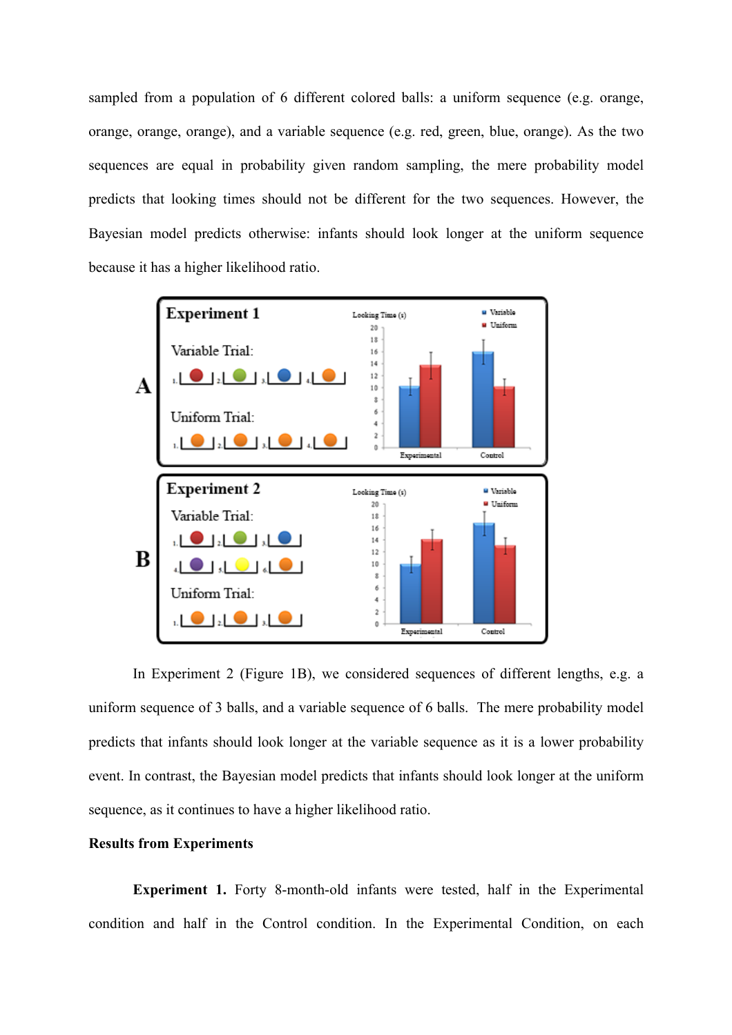sampled from a population of 6 different colored balls: a uniform sequence (e.g. orange, orange, orange, orange), and a variable sequence (e.g. red, green, blue, orange). As the two sequences are equal in probability given random sampling, the mere probability model predicts that looking times should not be different for the two sequences. However, the Bayesian model predicts otherwise: infants should look longer at the uniform sequence because it has a higher likelihood ratio.

In Experiment 2 (Figure 1B), we considered sequences of different lengths, e.g. a uniform sequence of 3 balls, and a variable sequence of 6 balls. The mere probability model predicts that infants should look longer at the variable sequence as it is a lower probability event. In contrast, the Bayesian model predicts that infants should look longer at the uniform sequence, as it continues to have a higher likelihood ratio.

**Results from Experiments**

**Experiment 1.** Forty 8-month-old infants were tested, half in the Experimental condition and half in the Control condition. In the Experimental Condition, on each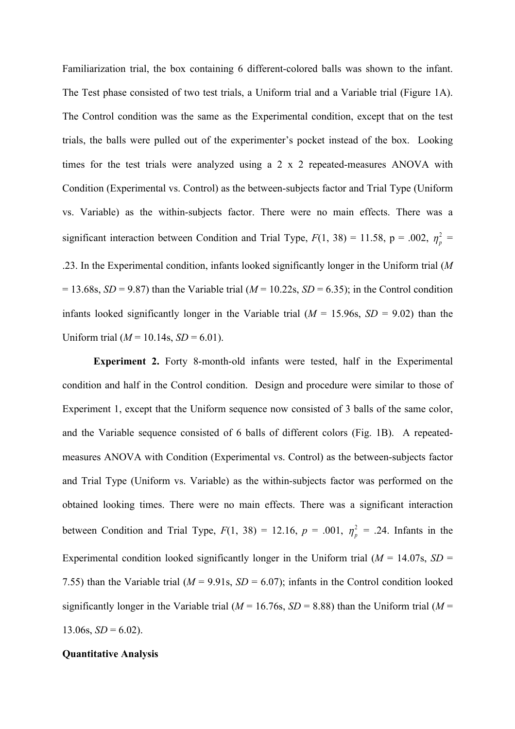Familiarization trial, the box containing 6 different-colored balls was shown to the infant. The Test phase consisted of two test trials, a Uniform trial and a Variable trial (Figure 1A). The Control condition was the same as the Experimental condition, except that on the test trials, the balls were pulled out of the experimenter's pocket instead of the box. Looking times for the test trials were analyzed using a 2 x 2 repeated-measures ANOVA with Condition (Experimental vs. Control) as the between-subjects factor and Trial Type (Uniform vs. Variable) as the within-subjects factor. There were no main effects. There was a significant interaction between Condition and Trial Type, $F(1, 38) = 11.58$, p = .002, $\eta_p^2$ = .23. In the Experimental condition, infants looked significantly longer in the Uniform trial ($M$ = 13.68s, $SD$ = 9.87) than the Variable trial ($M$ = 10.22s, $SD$ = 6.35); in the Control condition infants looked significantly longer in the Variable trial ($M$ = 15.96s, $SD$ = 9.02) than the Uniform trial ($M$ = 10.14s, $SD$ = 6.01).

**Experiment 2.** Forty 8-month-old infants were tested, half in the Experimental condition and half in the Control condition. Design and procedure were similar to those of Experiment 1, except that the Uniform sequence now consisted of 3 balls of the same color, and the Variable sequence consisted of 6 balls of different colors (Fig. 1B). A repeated-measures ANOVA with Condition (Experimental vs. Control) as the between-subjects factor and Trial Type (Uniform vs. Variable) as the within-subjects factor was performed on the obtained looking times. There were no main effects. There was a significant interaction between Condition and Trial Type, $F(1, 38) = 12.16$, $p = .001$, $\eta_p^2 = .24$. Infants in the Experimental condition looked significantly longer in the Uniform trial ($M$ = 14.07s, $SD$ = 7.55) than the Variable trial ($M$ = 9.91s, $SD$ = 6.07); infants in the Control condition looked significantly longer in the Variable trial ($M$ = 16.76s, $SD$ = 8.88) than the Uniform trial ($M$ = 13.06s, $SD$ = 6.02).

**Quantitative Analysis**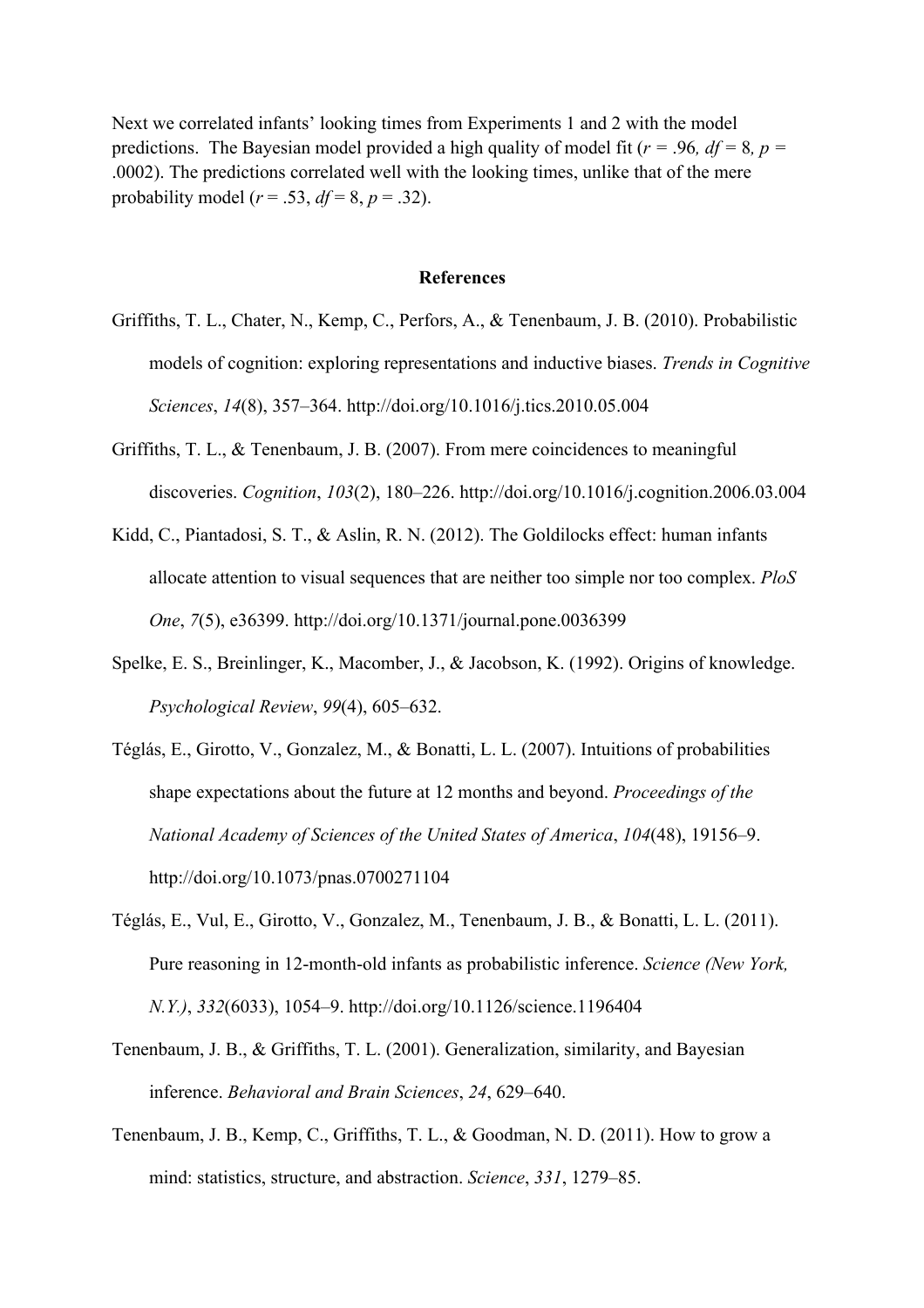Next we correlated infants' looking times from Experiments 1 and 2 with the model predictions. The Bayesian model provided a high quality of model fit ($r = .96$, $df = 8$, $p = .0002$). The predictions correlated well with the looking times, unlike that of the mere probability model ($r = .53$, $df = 8$, $p = .32$).

## References

Griffiths, T. L., Chater, N., Kemp, C., Perfors, A., & Tenenbaum, J. B. (2010). Probabilistic models of cognition: exploring representations and inductive biases. *Trends in Cognitive Sciences*, *14*(8), 357–364. http://doi.org/10.1016/j.tics.2010.05.004

Griffiths, T. L., & Tenenbaum, J. B. (2007). From mere coincidences to meaningful discoveries. *Cognition*, *103*(2), 180–226. http://doi.org/10.1016/j.cognition.2006.03.004

Kidd, C., Piantadosi, S. T., & Aslin, R. N. (2012). The Goldilocks effect: human infants allocate attention to visual sequences that are neither too simple nor too complex. *PloS One*, *7*(5), e36399. http://doi.org/10.1371/journal.pone.0036399

Spelke, E. S., Breinlinger, K., Macomber, J., & Jacobson, K. (1992). Origins of knowledge. *Psychological Review*, *99*(4), 605–632.

Téglás, E., Girotto, V., Gonzalez, M., & Bonatti, L. L. (2007). Intuitions of probabilities shape expectations about the future at 12 months and beyond. *Proceedings of the National Academy of Sciences of the United States of America*, *104*(48), 19156–9. http://doi.org/10.1073/pnas.0700271104

Téglás, E., Vul, E., Girotto, V., Gonzalez, M., Tenenbaum, J. B., & Bonatti, L. L. (2011). Pure reasoning in 12-month-old infants as probabilistic inference. *Science (New York, N.Y.)*, *332*(6033), 1054–9. http://doi.org/10.1126/science.1196404

Tenenbaum, J. B., & Griffiths, T. L. (2001). Generalization, similarity, and Bayesian inference. *Behavioral and Brain Sciences*, *24*, 629–640.

Tenenbaum, J. B., Kemp, C., Griffiths, T. L., & Goodman, N. D. (2011). How to grow a mind: statistics, structure, and abstraction. *Science*, *331*, 1279–85.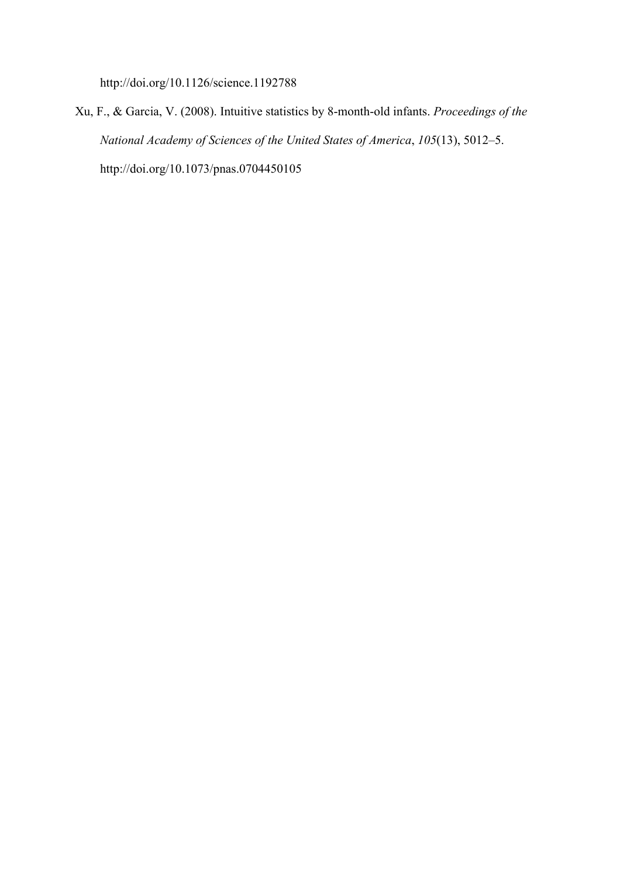http://doi.org/10.1126/science.1192788

Xu, F., & Garcia, V. (2008). Intuitive statistics by 8-month-old infants. *Proceedings of the National Academy of Sciences of the United States of America*, *105*(13), 5012–5. http://doi.org/10.1073/pnas.0704450105